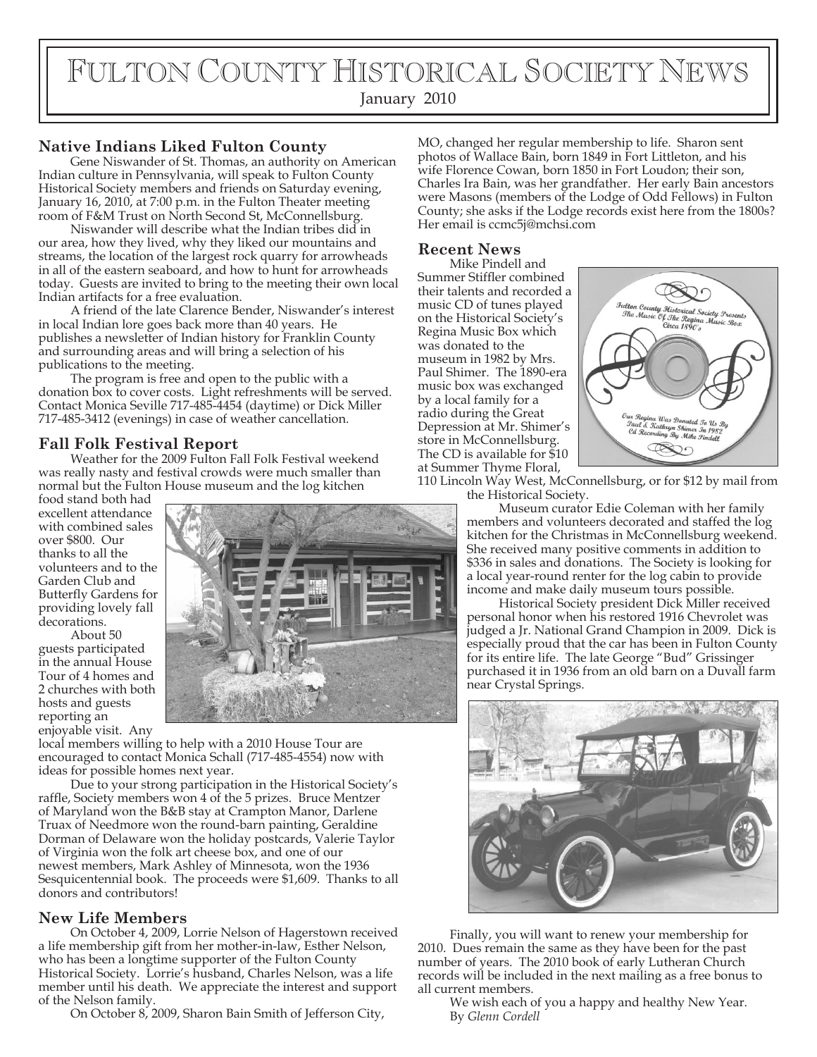# Fulton County Historical Society News

January 2010

## Native Indians Liked Fulton County

Gene Niswander of St. Thomas, an authority on American Indian culture in Pennsylvania, will speak to Fulton County Historical Society members and friends on Saturday evening, January 16, 2010, at 7:00 p.m. in the Fulton Theater meeting room of F&M Trust on North Second St, McConnellsburg.

Niswander will describe what the Indian tribes did in our area, how they lived, why they liked our mountains and streams, the location of the largest rock quarry for arrowheads in all of the eastern seaboard, and how to hunt for arrowheads today. Guests are invited to bring to the meeting their own local Indian artifacts for a free evaluation.

A friend of the late Clarence Bender, Niswander's interest in local Indian lore goes back more than 40 years. He publishes a newsletter of Indian history for Franklin County and surrounding areas and will bring a selection of his publications to the meeting.

The program is free and open to the public with a donation box to cover costs. Light refreshments will be served. Contact Monica Seville 717-485-4454 (daytime) or Dick Miller 717-485-3412 (evenings) in case of weather cancellation.

## Fall Folk Festival Report

Weather for the 2009 Fulton Fall Folk Festival weekend was really nasty and festival crowds were much smaller than normal but the Fulton House museum and the log kitchen food stand both had excellent attendance with combined sales over $800. Our thanks to all the volunteers and to the Garden Club and Butterfly Gardens for providing lovely fall decorations.

About 50 guests participated in the annual House Tour of 4 homes and 2 churches with both hosts and guests reporting an enjoyable visit. Any local members willing to help with a 2010 House Tour are encouraged to contact Monica Schall (717-485-4554) now with ideas for possible homes next year.

Due to your strong participation in the Historical Society's raffle, Society members won 4 of the 5 prizes. Bruce Mentzer of Maryland won the B&B stay at Crampton Manor, Darlene Truax of Needmore won the round-barn painting, Geraldine Dorman of Delaware won the holiday postcards, Valerie Taylor of Virginia won the folk art cheese box, and one of our newest members, Mark Ashley of Minnesota, won the 1936 Sesquicentennial book. The proceeds were $1,609. Thanks to all donors and contributors!

## New Life Members

On October 4, 2009, Lorrie Nelson of Hagerstown received a life membership gift from her mother-in-law, Esther Nelson, who has been a longtime supporter of the Fulton County Historical Society. Lorrie's husband, Charles Nelson, was a life member until his death. We appreciate the interest and support of the Nelson family.

On October 8, 2009, Sharon Bain Smith of Jefferson City, MO, changed her regular membership to life. Sharon sent photos of Wallace Bain, born 1849 in Fort Littleton, and his wife Florence Cowan, born 1850 in Fort Loudon; their son, Charles Ira Bain, was her grandfather. Her early Bain ancestors were Masons (members of the Lodge of Odd Fellows) in Fulton County; she asks if the Lodge records exist here from the 1800s? Her email is ccmc5j@mchsi.com

## Recent News

Mike Pindell and Summer Stiffler combined their talents and recorded a music CD of tunes played on the Historical Society's Regina Music Box which was donated to the museum in 1982 by Mrs. Paul Shimer. The 1890-era music box was exchanged by a local family for a radio during the Great Depression at Mr. Shimer's store in McConnellsburg. The CD is available for $10 at Summer Thyme Floral, 110 Lincoln Way West, McConnellsburg, or for $12 by mail from the Historical Society.

Museum curator Edie Coleman with her family members and volunteers decorated and staffed the log kitchen for the Christmas in McConnellsburg weekend. She received many positive comments in addition to $336 in sales and donations. The Society is looking for a local year-round renter for the log cabin to provide income and make daily museum tours possible.

Historical Society president Dick Miller received personal honor when his restored 1916 Chevrolet was judged a Jr. National Grand Champion in 2009. Dick is especially proud that the car has been in Fulton County for its entire life. The late George "Bud" Grissinger purchased it in 1936 from an old barn on a Duvall farm near Crystal Springs.

Finally, you will want to renew your membership for 2010. Dues remain the same as they have been for the past number of years. The 2010 book of early Lutheran Church records will be included in the next mailing as a free bonus to all current members.

We wish each of you a happy and healthy New Year.

By *Glenn Cordell*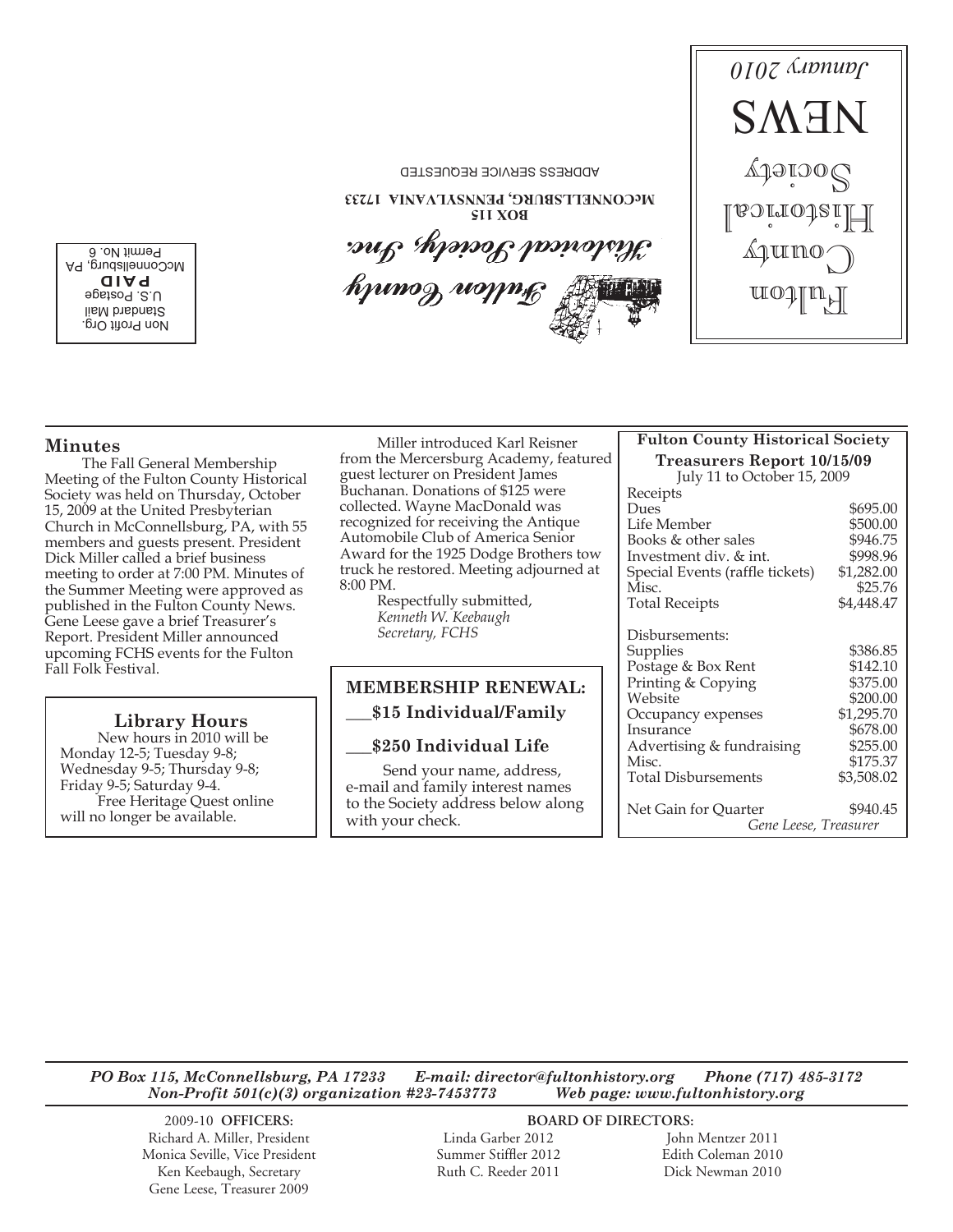Fulton County Historical Society NEWS

*January 2010*

**Fulton County Historical Society, Inc.**

**BOX 115**

**McCONNELLSBURG, PENNSYLVANIA 17233**

ADDRESS SERVICE REQUESTED

Non Profit Org.
Standard Mail
U.S. Postage
**PAID**
McConnellsburg, PA
Permit No. 6

## Minutes

The Fall General Membership Meeting of the Fulton County Historical Society was held on Thursday, October 15, 2009 at the United Presbyterian Church in McConnellsburg, PA, with 55 members and guests present. President Dick Miller called a brief business meeting to order at 7:00 PM. Minutes of the Summer Meeting were approved as published in the Fulton County News. Gene Leese gave a brief Treasurer's Report. President Miller announced upcoming FCHS events for the Fulton Fall Folk Festival.

Miller introduced Karl Reisner from the Mercersburg Academy, featured guest lecturer on President James Buchanan. Donations of $125 were collected. Wayne MacDonald was recognized for receiving the Antique Automobile Club of America Senior Award for the 1925 Dodge Brothers tow truck he restored. Meeting adjourned at 8:00 PM.

Respectfully submitted,
*Kenneth W. Keebaugh*
*Secretary, FCHS*

## Library Hours

New hours in 2010 will be Monday 12-5; Tuesday 9-8; Wednesday 9-5; Thursday 9-8; Friday 9-5; Saturday 9-4.

Free Heritage Quest online will no longer be available.

## MEMBERSHIP RENEWAL:

**___$15 Individual/Family**

**___$250 Individual Life**

Send your name, address, e-mail and family interest names to the Society address below along with your check.

## Fulton County Historical Society Treasurers Report 10/15/09

July 11 to October 15, 2009

| | |
|---|---|
| Receipts | |
| Dues | $695.00 |
| Life Member | $500.00 |
| Books & other sales | $946.75 |
| Investment div. & int. | $998.96 |
| Special Events (raffle tickets) | $1,282.00 |
| Misc. | $25.76 |
| Total Receipts | $4,448.47 |
| | |
| Disbursements: | |
| Supplies | $386.85 |
| Postage & Box Rent | $142.10 |
| Printing & Copying | $375.00 |
| Website | $200.00 |
| Occupancy expenses | $1,295.70 |
| Insurance | $678.00 |
| Advertising & fundraising | $255.00 |
| Misc. | $175.37 |
| Total Disbursements | $3,508.02 |
| | |
| Net Gain for Quarter | $940.45 |

*Gene Leese, Treasurer*

---

***PO Box 115, McConnellsburg, PA 17233   E-mail: director@fultonhistory.org   Phone (717) 485-3172***
***Non-Profit 501(c)(3) organization #23-7453773   Web page: www.fultonhistory.org***

---

2009-10 **OFFICERS:**
Richard A. Miller, President
Monica Seville, Vice President
Ken Keebaugh, Secretary
Gene Leese, Treasurer 2009

**BOARD OF DIRECTORS:**
Linda Garber 2012
Summer Stiffler 2012
Ruth C. Reeder 2011
John Mentzer 2011
Edith Coleman 2010
Dick Newman 2010